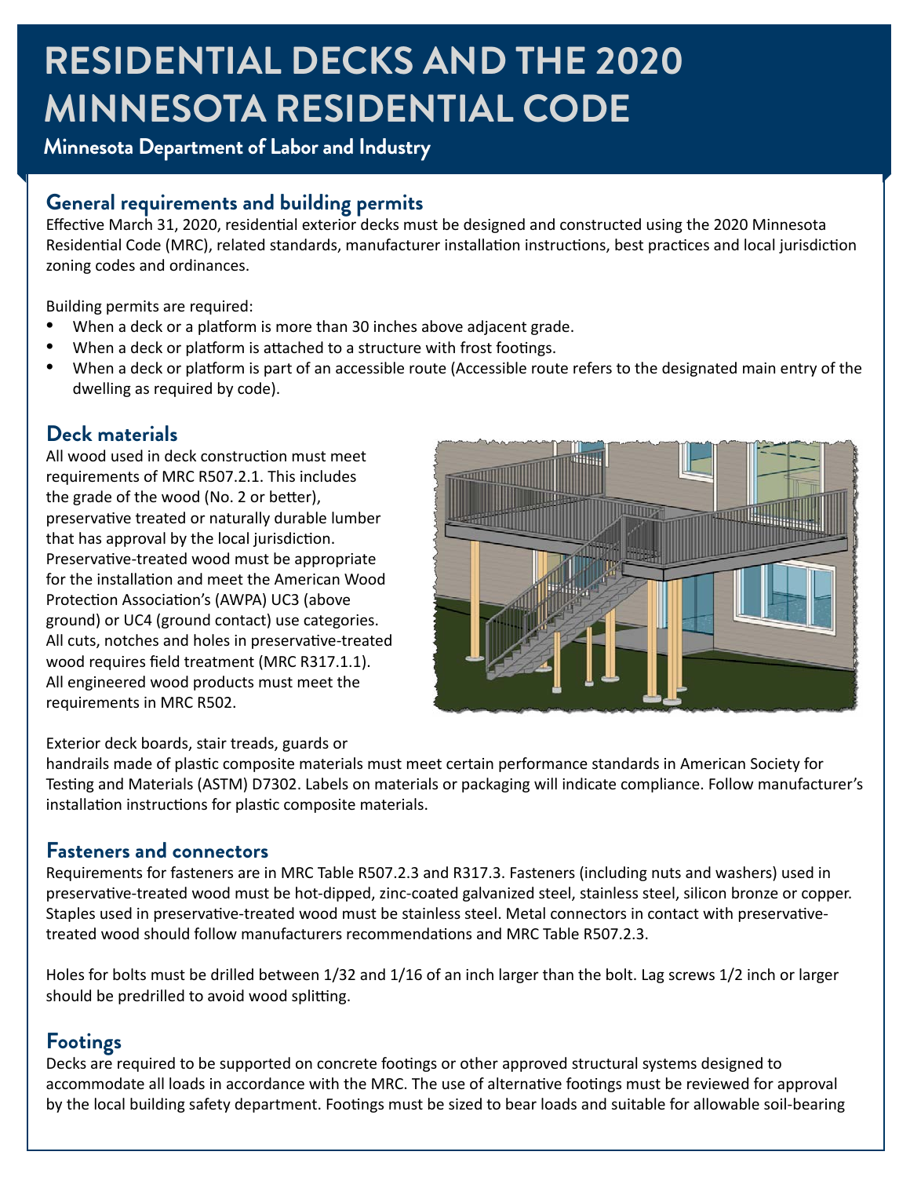# RESIDENTIAL DECKS AND THE 2020 MINNESOTA RESIDENTIAL CODE

**Minnesota Department of Labor and Industry**

## General requirements and building permits

Effective March 31, 2020, residential exterior decks must be designed and constructed using the 2020 Minnesota Residential Code (MRC), related standards, manufacturer installation instructions, best practices and local jurisdiction zoning codes and ordinances.

Building permits are required:

- When a deck or a platform is more than 30 inches above adjacent grade.
- When a deck or platform is attached to a structure with frost footings.
- When a deck or platform is part of an accessible route (Accessible route refers to the designated main entry of the dwelling as required by code).

## Deck materials

All wood used in deck construction must meet requirements of MRC R507.2.1. This includes the grade of the wood (No. 2 or better), preservative treated or naturally durable lumber that has approval by the local jurisdiction. Preservative-treated wood must be appropriate for the installation and meet the American Wood Protection Association's (AWPA) UC3 (above ground) or UC4 (ground contact) use categories. All cuts, notches and holes in preservative-treated wood requires field treatment (MRC R317.1.1). All engineered wood products must meet the requirements in MRC R502.

Exterior deck boards, stair treads, guards or handrails made of plastic composite materials must meet certain performance standards in American Society for Testing and Materials (ASTM) D7302. Labels on materials or packaging will indicate compliance. Follow manufacturer's installation instructions for plastic composite materials.

## Fasteners and connectors

Requirements for fasteners are in MRC Table R507.2.3 and R317.3. Fasteners (including nuts and washers) used in preservative-treated wood must be hot-dipped, zinc-coated galvanized steel, stainless steel, silicon bronze or copper. Staples used in preservative-treated wood must be stainless steel. Metal connectors in contact with preservative-treated wood should follow manufacturers recommendations and MRC Table R507.2.3.

Holes for bolts must be drilled between 1/32 and 1/16 of an inch larger than the bolt. Lag screws 1/2 inch or larger should be predrilled to avoid wood splitting.

## Footings

Decks are required to be supported on concrete footings or other approved structural systems designed to accommodate all loads in accordance with the MRC. The use of alternative footings must be reviewed for approval by the local building safety department. Footings must be sized to bear loads and suitable for allowable soil-bearing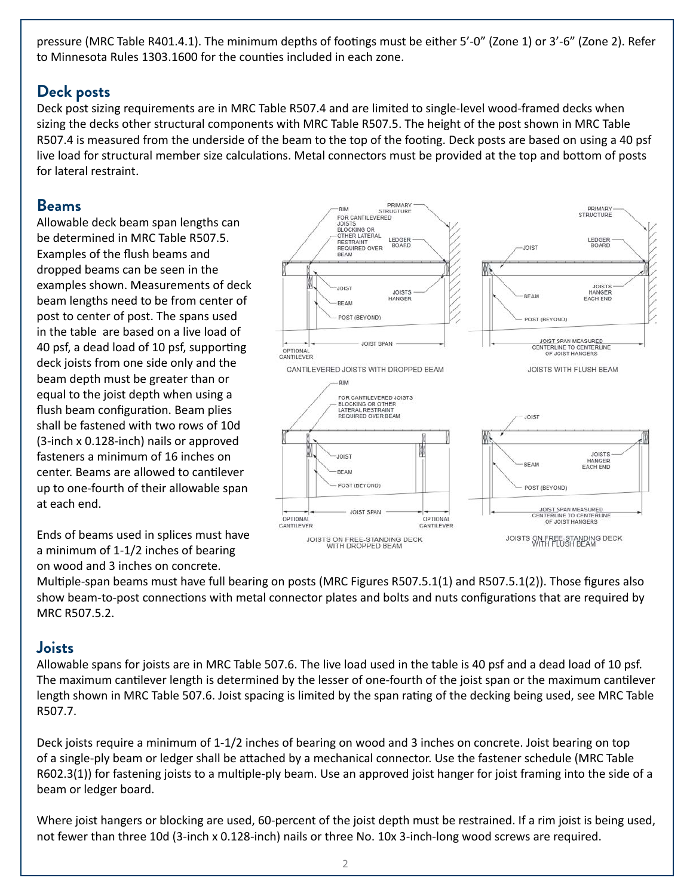pressure (MRC Table R401.4.1). The minimum depths of footings must be either 5'-0" (Zone 1) or 3'-6" (Zone 2). Refer to Minnesota Rules 1303.1600 for the counties included in each zone.

## Deck posts

Deck post sizing requirements are in MRC Table R507.4 and are limited to single-level wood-framed decks when sizing the decks other structural components with MRC Table R507.5. The height of the post shown in MRC Table R507.4 is measured from the underside of the beam to the top of the footing. Deck posts are based on using a 40 psf live load for structural member size calculations. Metal connectors must be provided at the top and bottom of posts for lateral restraint.

## Beams

Allowable deck beam span lengths can be determined in MRC Table R507.5. Examples of the flush beams and dropped beams can be seen in the examples shown. Measurements of deck beam lengths need to be from center of post to center of post. The spans used in the table are based on a live load of 40 psf, a dead load of 10 psf, supporting deck joists from one side only and the beam depth must be greater than or equal to the joist depth when using a flush beam configuration. Beam plies shall be fastened with two rows of 10d (3-inch x 0.128-inch) nails or approved fasteners a minimum of 16 inches on center. Beams are allowed to cantilever up to one-fourth of their allowable span at each end.

Ends of beams used in splices must have a minimum of 1-1/2 inches of bearing on wood and 3 inches on concrete. Multiple-span beams must have full bearing on posts (MRC Figures R507.5.1(1) and R507.5.1(2)). Those figures also show beam-to-post connections with metal connector plates and bolts and nuts configurations that are required by MRC R507.5.2.

CANTILEVERED JOISTS WITH DROPPED BEAM

JOISTS WITH FLUSH BEAM

JOISTS ON FREE-STANDING DECK WITH DROPPED BEAM

JOISTS ON FREE-STANDING DECK WITH FLUSH BEAM

## Joists

Allowable spans for joists are in MRC Table 507.6. The live load used in the table is 40 psf and a dead load of 10 psf. The maximum cantilever length is determined by the lesser of one-fourth of the joist span or the maximum cantilever length shown in MRC Table 507.6. Joist spacing is limited by the span rating of the decking being used, see MRC Table R507.7.

Deck joists require a minimum of 1-1/2 inches of bearing on wood and 3 inches on concrete. Joist bearing on top of a single-ply beam or ledger shall be attached by a mechanical connector. Use the fastener schedule (MRC Table R602.3(1)) for fastening joists to a multiple-ply beam. Use an approved joist hanger for joist framing into the side of a beam or ledger board.

Where joist hangers or blocking are used, 60-percent of the joist depth must be restrained. If a rim joist is being used, not fewer than three 10d (3-inch x 0.128-inch) nails or three No. 10x 3-inch-long wood screws are required.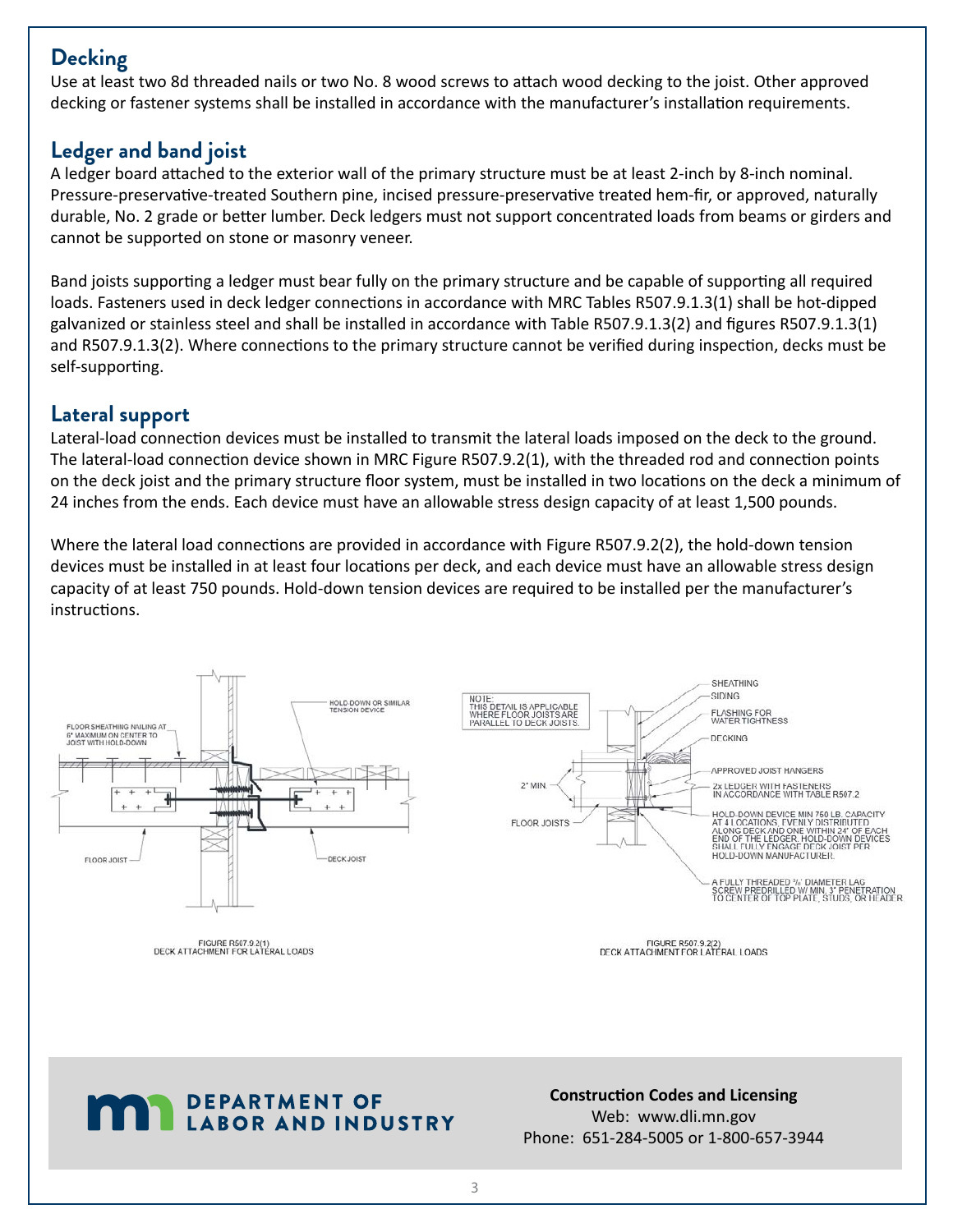## Decking

Use at least two 8d threaded nails or two No. 8 wood screws to attach wood decking to the joist. Other approved decking or fastener systems shall be installed in accordance with the manufacturer's installation requirements.

## Ledger and band joist

A ledger board attached to the exterior wall of the primary structure must be at least 2-inch by 8-inch nominal. Pressure-preservative-treated Southern pine, incised pressure-preservative treated hem-fir, or approved, naturally durable, No. 2 grade or better lumber. Deck ledgers must not support concentrated loads from beams or girders and cannot be supported on stone or masonry veneer.

Band joists supporting a ledger must bear fully on the primary structure and be capable of supporting all required loads. Fasteners used in deck ledger connections in accordance with MRC Tables R507.9.1.3(1) shall be hot-dipped galvanized or stainless steel and shall be installed in accordance with Table R507.9.1.3(2) and figures R507.9.1.3(1) and R507.9.1.3(2). Where connections to the primary structure cannot be verified during inspection, decks must be self-supporting.

## Lateral support

Lateral-load connection devices must be installed to transmit the lateral loads imposed on the deck to the ground. The lateral-load connection device shown in MRC Figure R507.9.2(1), with the threaded rod and connection points on the deck joist and the primary structure floor system, must be installed in two locations on the deck a minimum of 24 inches from the ends. Each device must have an allowable stress design capacity of at least 1,500 pounds.

Where the lateral load connections are provided in accordance with Figure R507.9.2(2), the hold-down tension devices must be installed in at least four locations per deck, and each device must have an allowable stress design capacity of at least 750 pounds. Hold-down tension devices are required to be installed per the manufacturer's instructions.

FLOOR SHEATHING NAILING AT 6" MAXIMUM ON CENTER TO JOIST WITH HOLD-DOWN

HOLD DOWN OR SIMILAR TENSION DEVICE

FLOOR JOIST

DECK JOIST

FIGURE R507.9.2(1)
DECK ATTACHMENT FOR LATERAL LOADS

NOTE: THIS DETAIL IS APPLICABLE WHERE FLOOR JOISTS ARE PARALLEL TO DECK JOISTS.

SHEATHING

SIDING

FLASHING FOR WATER TIGHTNESS

DECKING

APPROVED JOIST HANGERS

2" MIN.

2x LEDGER WITH FASTENERS IN ACCORDANCE WITH TABLE R507.2

FLOOR JOISTS

HOLD-DOWN DEVICE MIN 750 LB. CAPACITY AT 4 LOCATIONS, EVENLY DISTRIBUTED ALONG DECK AND ONE WITHIN 24" OF EACH END OF THE LEDGER. HOLD-DOWN DEVICES SHALL FULLY ENGAGE DECK JOIST PER HOLD-DOWN MANUFACTURER.

A FULLY THREADED 3/8" DIAMETER LAG SCREW PREDRILLED W/ MIN. 3" PENETRATION TO CENTER OF TOP PLATE, STUDS, OR HEADER

FIGURE R507.9.2(2)
DECK ATTACHMENT FOR LATERAL LOADS

**DEPARTMENT OF LABOR AND INDUSTRY**

**Construction Codes and Licensing**
Web: www.dli.mn.gov
Phone: 651-284-5005 or 1-800-657-3944